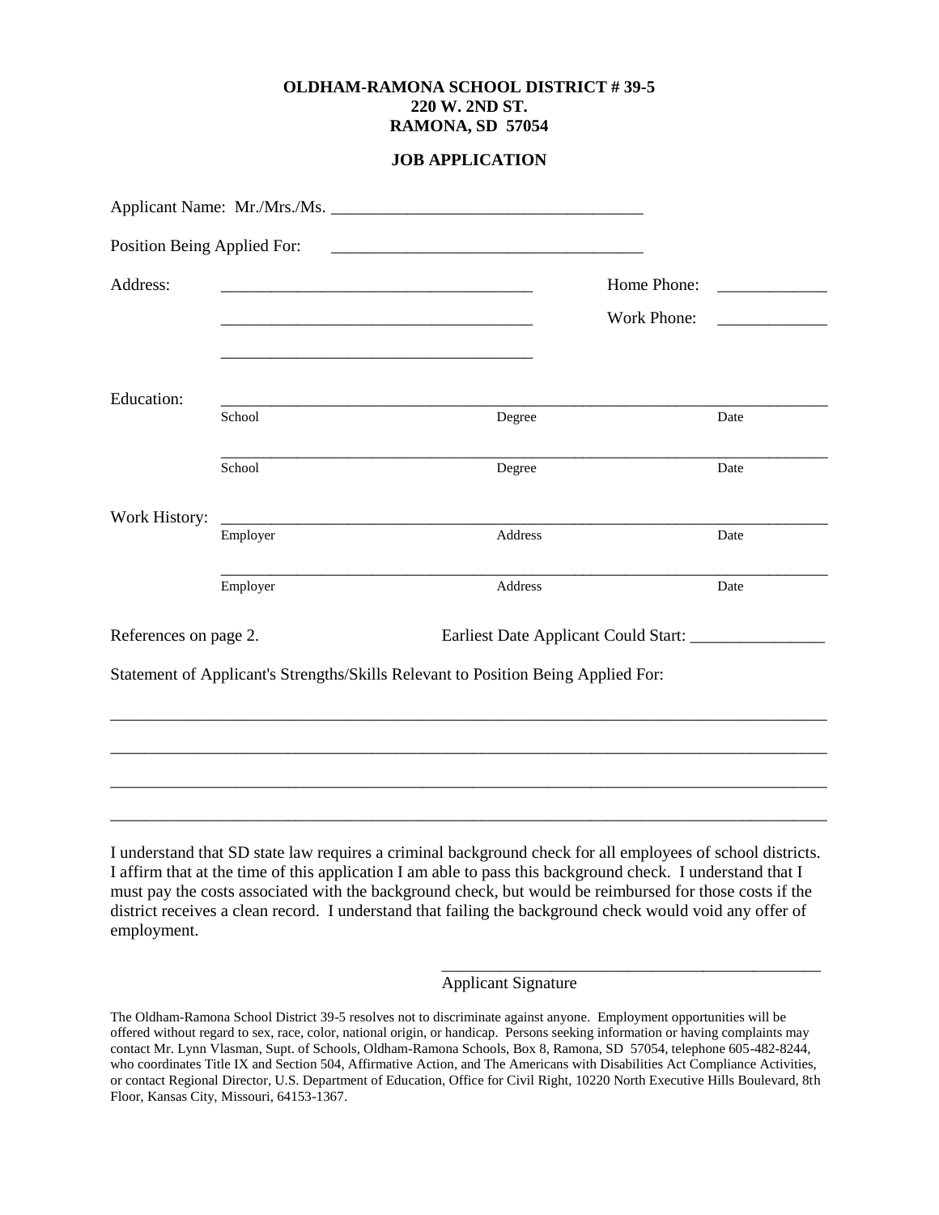**OLDHAM-RAMONA SCHOOL DISTRICT # 39-5**
**220 W. 2ND ST.**
**RAMONA, SD 57054**

**JOB APPLICATION**

Applicant Name: Mr./Mrs./Ms. ____________________________________

Position Being Applied For: ____________________________________

Address: ____________________________________ Home Phone: _____________

____________________________________ Work Phone: _____________

____________________________________

Education:

| School | Degree | Date |
|---|---|---|
| | | |
| | | |

Work History:

| Employer | Address | Date |
|---|---|---|
| | | |
| | | |

References on page 2.

Earliest Date Applicant Could Start: ________________

Statement of Applicant's Strengths/Skills Relevant to Position Being Applied For:

____________________________________________________________________________________

____________________________________________________________________________________

____________________________________________________________________________________

____________________________________________________________________________________

I understand that SD state law requires a criminal background check for all employees of school districts. I affirm that at the time of this application I am able to pass this background check. I understand that I must pay the costs associated with the background check, but would be reimbursed for those costs if the district receives a clean record. I understand that failing the background check would void any offer of employment.

______________________________________________
Applicant Signature

The Oldham-Ramona School District 39-5 resolves not to discriminate against anyone. Employment opportunities will be offered without regard to sex, race, color, national origin, or handicap. Persons seeking information or having complaints may contact Mr. Lynn Vlasman, Supt. of Schools, Oldham-Ramona Schools, Box 8, Ramona, SD 57054, telephone 605-482-8244, who coordinates Title IX and Section 504, Affirmative Action, and The Americans with Disabilities Act Compliance Activities, or contact Regional Director, U.S. Department of Education, Office for Civil Right, 10220 North Executive Hills Boulevard, 8th Floor, Kansas City, Missouri, 64153-1367.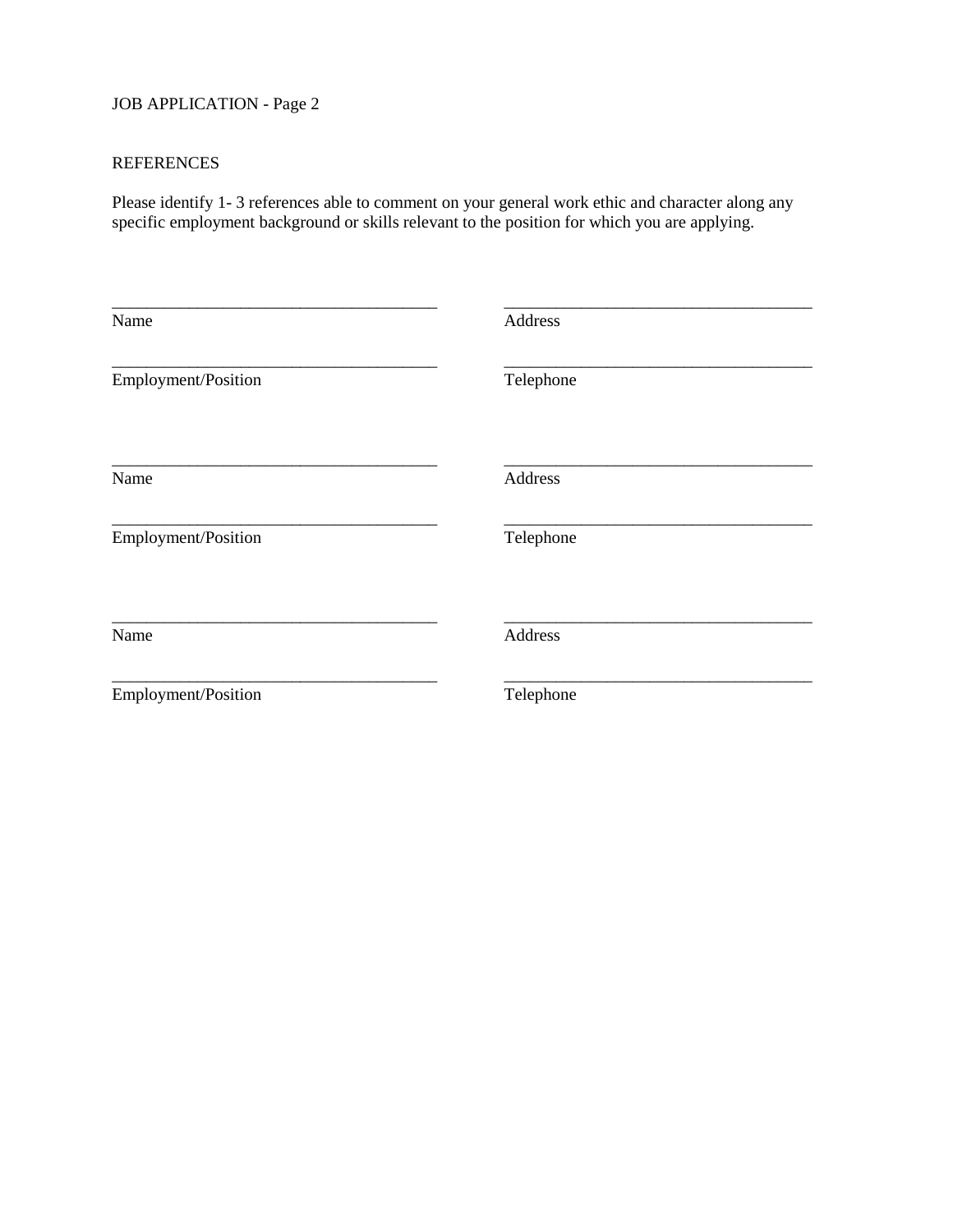JOB APPLICATION - Page 2

REFERENCES

Please identify 1- 3 references able to comment on your general work ethic and character along any specific employment background or skills relevant to the position for which you are applying.

_______________________________________ _______________________________________
Name Address

_______________________________________ _______________________________________
Employment/Position Telephone

_______________________________________ _______________________________________
Name Address

_______________________________________ _______________________________________
Employment/Position Telephone

_______________________________________ _______________________________________
Name Address

_______________________________________ _______________________________________
Employment/Position Telephone